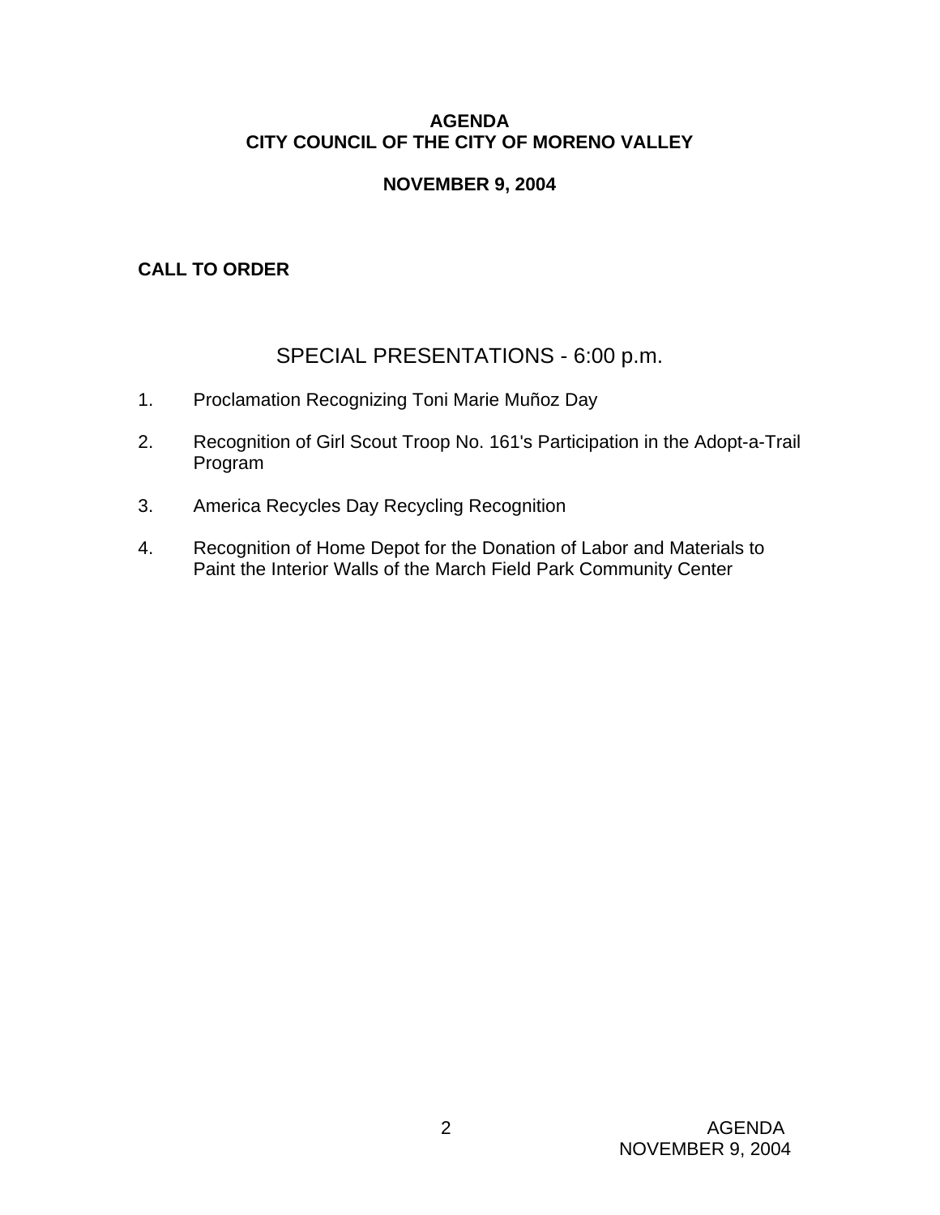# AGENDA
# CITY COUNCIL OF THE CITY OF MORENO VALLEY

## NOVEMBER 9, 2004

**CALL TO ORDER**

## SPECIAL PRESENTATIONS - 6:00 p.m.

1. Proclamation Recognizing Toni Marie Muñoz Day

2. Recognition of Girl Scout Troop No. 161's Participation in the Adopt-a-Trail Program

3. America Recycles Day Recycling Recognition

4. Recognition of Home Depot for the Donation of Labor and Materials to Paint the Interior Walls of the March Field Park Community Center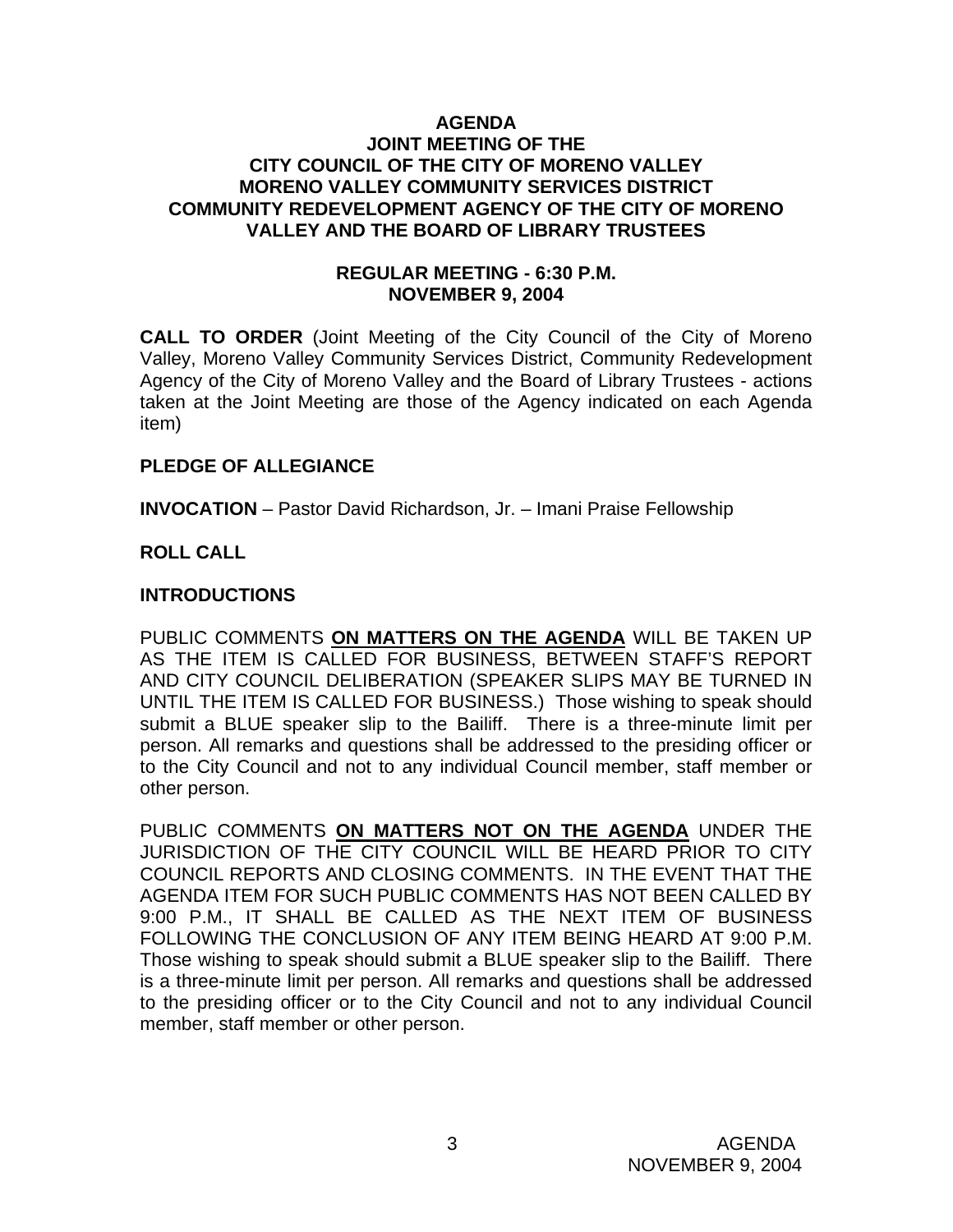**AGENDA**
**JOINT MEETING OF THE**
**CITY COUNCIL OF THE CITY OF MORENO VALLEY**
**MORENO VALLEY COMMUNITY SERVICES DISTRICT**
**COMMUNITY REDEVELOPMENT AGENCY OF THE CITY OF MORENO VALLEY AND THE BOARD OF LIBRARY TRUSTEES**

**REGULAR MEETING - 6:30 P.M.**
**NOVEMBER 9, 2004**

**CALL TO ORDER** (Joint Meeting of the City Council of the City of Moreno Valley, Moreno Valley Community Services District, Community Redevelopment Agency of the City of Moreno Valley and the Board of Library Trustees - actions taken at the Joint Meeting are those of the Agency indicated on each Agenda item)

**PLEDGE OF ALLEGIANCE**

**INVOCATION** – Pastor David Richardson, Jr. – Imani Praise Fellowship

**ROLL CALL**

**INTRODUCTIONS**

PUBLIC COMMENTS **ON MATTERS ON THE AGENDA** WILL BE TAKEN UP AS THE ITEM IS CALLED FOR BUSINESS, BETWEEN STAFF'S REPORT AND CITY COUNCIL DELIBERATION (SPEAKER SLIPS MAY BE TURNED IN UNTIL THE ITEM IS CALLED FOR BUSINESS.) Those wishing to speak should submit a BLUE speaker slip to the Bailiff. There is a three-minute limit per person. All remarks and questions shall be addressed to the presiding officer or to the City Council and not to any individual Council member, staff member or other person.

PUBLIC COMMENTS **ON MATTERS NOT ON THE AGENDA** UNDER THE JURISDICTION OF THE CITY COUNCIL WILL BE HEARD PRIOR TO CITY COUNCIL REPORTS AND CLOSING COMMENTS. IN THE EVENT THAT THE AGENDA ITEM FOR SUCH PUBLIC COMMENTS HAS NOT BEEN CALLED BY 9:00 P.M., IT SHALL BE CALLED AS THE NEXT ITEM OF BUSINESS FOLLOWING THE CONCLUSION OF ANY ITEM BEING HEARD AT 9:00 P.M. Those wishing to speak should submit a BLUE speaker slip to the Bailiff. There is a three-minute limit per person. All remarks and questions shall be addressed to the presiding officer or to the City Council and not to any individual Council member, staff member or other person.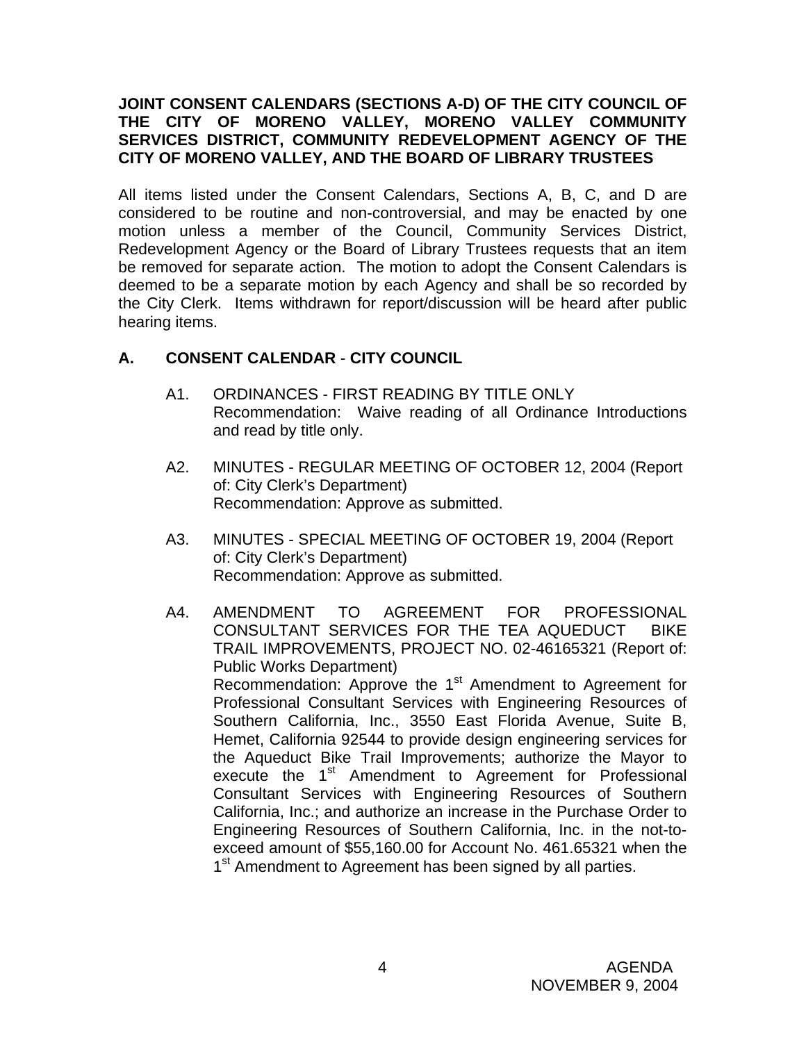**JOINT CONSENT CALENDARS (SECTIONS A-D) OF THE CITY COUNCIL OF THE CITY OF MORENO VALLEY, MORENO VALLEY COMMUNITY SERVICES DISTRICT, COMMUNITY REDEVELOPMENT AGENCY OF THE CITY OF MORENO VALLEY, AND THE BOARD OF LIBRARY TRUSTEES**

All items listed under the Consent Calendars, Sections A, B, C, and D are considered to be routine and non-controversial, and may be enacted by one motion unless a member of the Council, Community Services District, Redevelopment Agency or the Board of Library Trustees requests that an item be removed for separate action. The motion to adopt the Consent Calendars is deemed to be a separate motion by each Agency and shall be so recorded by the City Clerk. Items withdrawn for report/discussion will be heard after public hearing items.

## A. CONSENT CALENDAR - CITY COUNCIL

A1. ORDINANCES - FIRST READING BY TITLE ONLY
Recommendation: Waive reading of all Ordinance Introductions and read by title only.

A2. MINUTES - REGULAR MEETING OF OCTOBER 12, 2004 (Report of: City Clerk's Department)
Recommendation: Approve as submitted.

A3. MINUTES - SPECIAL MEETING OF OCTOBER 19, 2004 (Report of: City Clerk's Department)
Recommendation: Approve as submitted.

A4. AMENDMENT TO AGREEMENT FOR PROFESSIONAL CONSULTANT SERVICES FOR THE TEA AQUEDUCT BIKE TRAIL IMPROVEMENTS, PROJECT NO. 02-46165321 (Report of: Public Works Department)
Recommendation: Approve the 1st Amendment to Agreement for Professional Consultant Services with Engineering Resources of Southern California, Inc., 3550 East Florida Avenue, Suite B, Hemet, California 92544 to provide design engineering services for the Aqueduct Bike Trail Improvements; authorize the Mayor to execute the 1st Amendment to Agreement for Professional Consultant Services with Engineering Resources of Southern California, Inc.; and authorize an increase in the Purchase Order to Engineering Resources of Southern California, Inc. in the not-to-exceed amount of $55,160.00 for Account No. 461.65321 when the 1st Amendment to Agreement has been signed by all parties.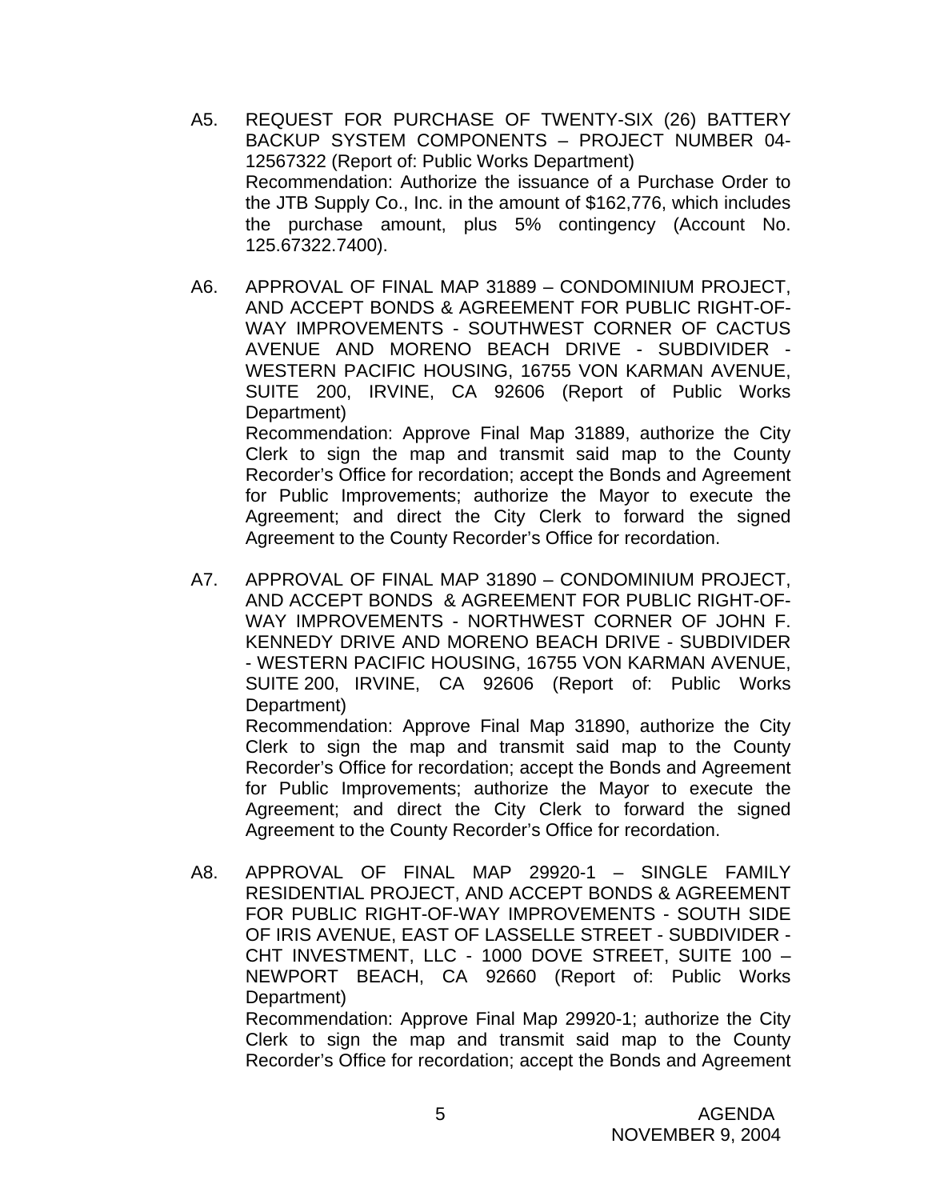A5. REQUEST FOR PURCHASE OF TWENTY-SIX (26) BATTERY BACKUP SYSTEM COMPONENTS – PROJECT NUMBER 04-12567322 (Report of: Public Works Department)
Recommendation: Authorize the issuance of a Purchase Order to the JTB Supply Co., Inc. in the amount of $162,776, which includes the purchase amount, plus 5% contingency (Account No. 125.67322.7400).

A6. APPROVAL OF FINAL MAP 31889 – CONDOMINIUM PROJECT, AND ACCEPT BONDS & AGREEMENT FOR PUBLIC RIGHT-OF-WAY IMPROVEMENTS - SOUTHWEST CORNER OF CACTUS AVENUE AND MORENO BEACH DRIVE - SUBDIVIDER - WESTERN PACIFIC HOUSING, 16755 VON KARMAN AVENUE, SUITE 200, IRVINE, CA 92606 (Report of Public Works Department)
Recommendation: Approve Final Map 31889, authorize the City Clerk to sign the map and transmit said map to the County Recorder's Office for recordation; accept the Bonds and Agreement for Public Improvements; authorize the Mayor to execute the Agreement; and direct the City Clerk to forward the signed Agreement to the County Recorder's Office for recordation.

A7. APPROVAL OF FINAL MAP 31890 – CONDOMINIUM PROJECT, AND ACCEPT BONDS & AGREEMENT FOR PUBLIC RIGHT-OF-WAY IMPROVEMENTS - NORTHWEST CORNER OF JOHN F. KENNEDY DRIVE AND MORENO BEACH DRIVE - SUBDIVIDER - WESTERN PACIFIC HOUSING, 16755 VON KARMAN AVENUE, SUITE 200, IRVINE, CA 92606 (Report of: Public Works Department)
Recommendation: Approve Final Map 31890, authorize the City Clerk to sign the map and transmit said map to the County Recorder's Office for recordation; accept the Bonds and Agreement for Public Improvements; authorize the Mayor to execute the Agreement; and direct the City Clerk to forward the signed Agreement to the County Recorder's Office for recordation.

A8. APPROVAL OF FINAL MAP 29920-1 – SINGLE FAMILY RESIDENTIAL PROJECT, AND ACCEPT BONDS & AGREEMENT FOR PUBLIC RIGHT-OF-WAY IMPROVEMENTS - SOUTH SIDE OF IRIS AVENUE, EAST OF LASSELLE STREET - SUBDIVIDER - CHT INVESTMENT, LLC - 1000 DOVE STREET, SUITE 100 – NEWPORT BEACH, CA 92660 (Report of: Public Works Department)
Recommendation: Approve Final Map 29920-1; authorize the City Clerk to sign the map and transmit said map to the County Recorder's Office for recordation; accept the Bonds and Agreement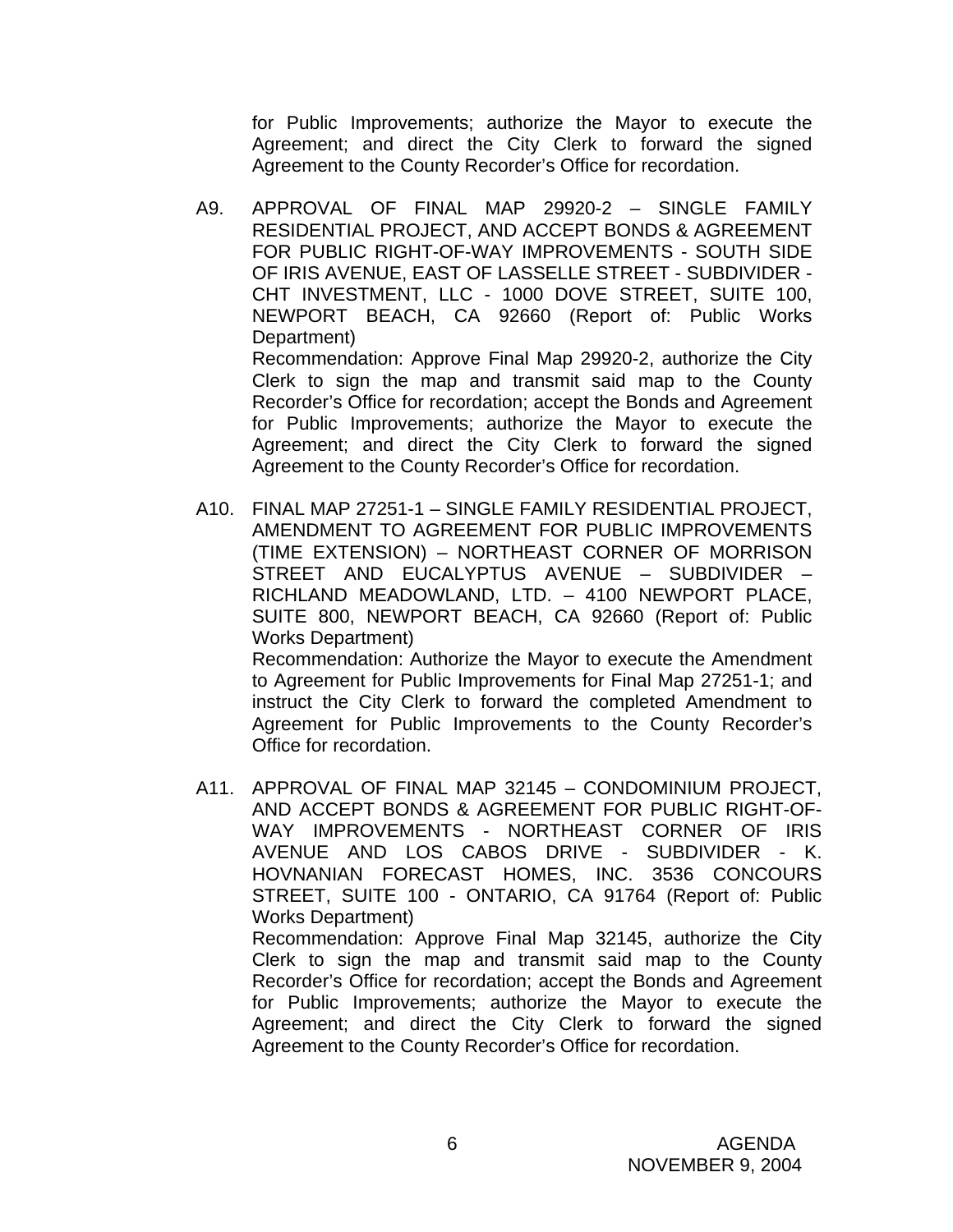for Public Improvements; authorize the Mayor to execute the Agreement; and direct the City Clerk to forward the signed Agreement to the County Recorder's Office for recordation.

A9. APPROVAL OF FINAL MAP 29920-2 – SINGLE FAMILY RESIDENTIAL PROJECT, AND ACCEPT BONDS & AGREEMENT FOR PUBLIC RIGHT-OF-WAY IMPROVEMENTS - SOUTH SIDE OF IRIS AVENUE, EAST OF LASSELLE STREET - SUBDIVIDER - CHT INVESTMENT, LLC - 1000 DOVE STREET, SUITE 100, NEWPORT BEACH, CA 92660 (Report of: Public Works Department)
Recommendation: Approve Final Map 29920-2, authorize the City Clerk to sign the map and transmit said map to the County Recorder's Office for recordation; accept the Bonds and Agreement for Public Improvements; authorize the Mayor to execute the Agreement; and direct the City Clerk to forward the signed Agreement to the County Recorder's Office for recordation.

A10. FINAL MAP 27251-1 – SINGLE FAMILY RESIDENTIAL PROJECT, AMENDMENT TO AGREEMENT FOR PUBLIC IMPROVEMENTS (TIME EXTENSION) – NORTHEAST CORNER OF MORRISON STREET AND EUCALYPTUS AVENUE – SUBDIVIDER – RICHLAND MEADOWLAND, LTD. – 4100 NEWPORT PLACE, SUITE 800, NEWPORT BEACH, CA 92660 (Report of: Public Works Department)
Recommendation: Authorize the Mayor to execute the Amendment to Agreement for Public Improvements for Final Map 27251-1; and instruct the City Clerk to forward the completed Amendment to Agreement for Public Improvements to the County Recorder's Office for recordation.

A11. APPROVAL OF FINAL MAP 32145 – CONDOMINIUM PROJECT, AND ACCEPT BONDS & AGREEMENT FOR PUBLIC RIGHT-OF-WAY IMPROVEMENTS - NORTHEAST CORNER OF IRIS AVENUE AND LOS CABOS DRIVE - SUBDIVIDER - K. HOVNANIAN FORECAST HOMES, INC. 3536 CONCOURS STREET, SUITE 100 - ONTARIO, CA 91764 (Report of: Public Works Department)
Recommendation: Approve Final Map 32145, authorize the City Clerk to sign the map and transmit said map to the County Recorder's Office for recordation; accept the Bonds and Agreement for Public Improvements; authorize the Mayor to execute the Agreement; and direct the City Clerk to forward the signed Agreement to the County Recorder's Office for recordation.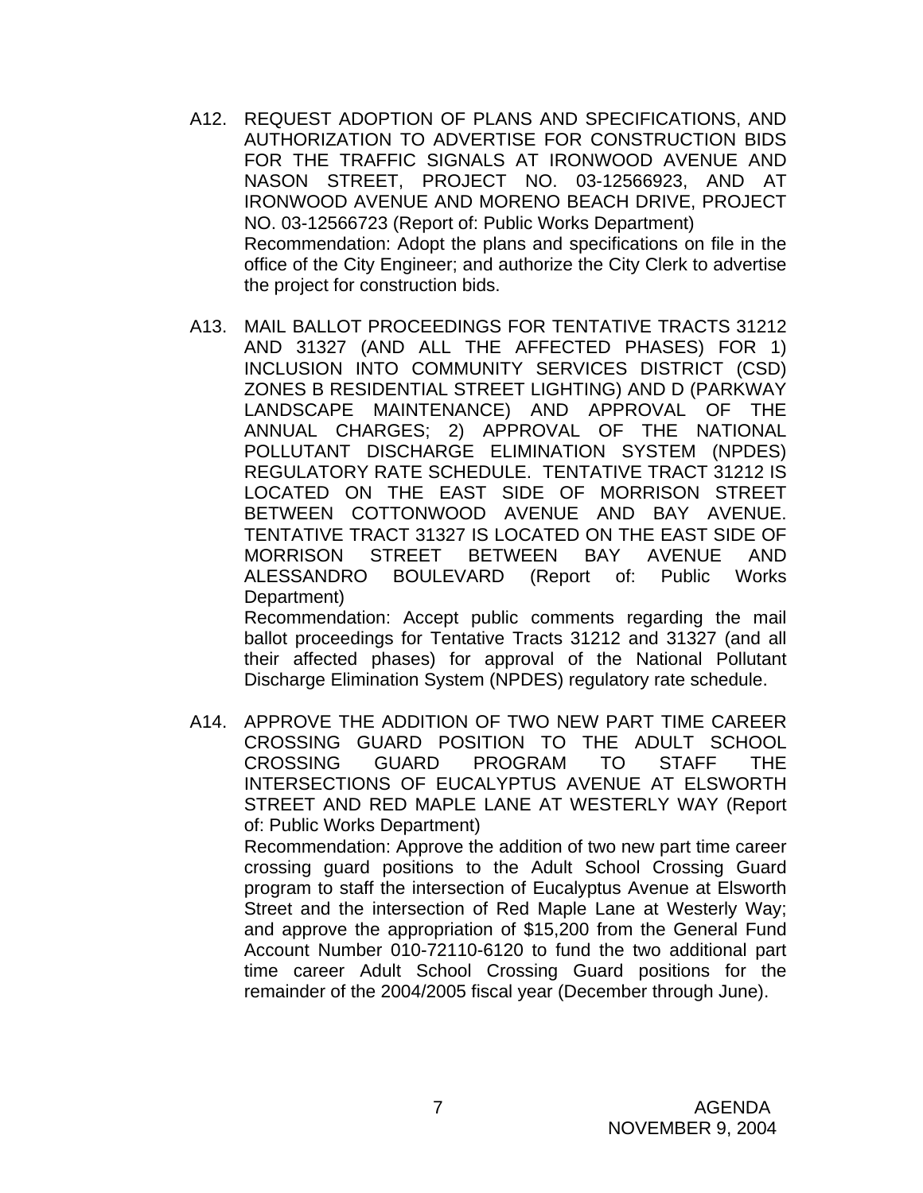A12. REQUEST ADOPTION OF PLANS AND SPECIFICATIONS, AND AUTHORIZATION TO ADVERTISE FOR CONSTRUCTION BIDS FOR THE TRAFFIC SIGNALS AT IRONWOOD AVENUE AND NASON STREET, PROJECT NO. 03-12566923, AND AT IRONWOOD AVENUE AND MORENO BEACH DRIVE, PROJECT NO. 03-12566723 (Report of: Public Works Department)

Recommendation: Adopt the plans and specifications on file in the office of the City Engineer; and authorize the City Clerk to advertise the project for construction bids.

A13. MAIL BALLOT PROCEEDINGS FOR TENTATIVE TRACTS 31212 AND 31327 (AND ALL THE AFFECTED PHASES) FOR 1) INCLUSION INTO COMMUNITY SERVICES DISTRICT (CSD) ZONES B RESIDENTIAL STREET LIGHTING) AND D (PARKWAY LANDSCAPE MAINTENANCE) AND APPROVAL OF THE ANNUAL CHARGES; 2) APPROVAL OF THE NATIONAL POLLUTANT DISCHARGE ELIMINATION SYSTEM (NPDES) REGULATORY RATE SCHEDULE. TENTATIVE TRACT 31212 IS LOCATED ON THE EAST SIDE OF MORRISON STREET BETWEEN COTTONWOOD AVENUE AND BAY AVENUE. TENTATIVE TRACT 31327 IS LOCATED ON THE EAST SIDE OF MORRISON STREET BETWEEN BAY AVENUE AND ALESSANDRO BOULEVARD (Report of: Public Works Department)

Recommendation: Accept public comments regarding the mail ballot proceedings for Tentative Tracts 31212 and 31327 (and all their affected phases) for approval of the National Pollutant Discharge Elimination System (NPDES) regulatory rate schedule.

A14. APPROVE THE ADDITION OF TWO NEW PART TIME CAREER CROSSING GUARD POSITION TO THE ADULT SCHOOL CROSSING GUARD PROGRAM TO STAFF THE INTERSECTIONS OF EUCALYPTUS AVENUE AT ELSWORTH STREET AND RED MAPLE LANE AT WESTERLY WAY (Report of: Public Works Department)

Recommendation: Approve the addition of two new part time career crossing guard positions to the Adult School Crossing Guard program to staff the intersection of Eucalyptus Avenue at Elsworth Street and the intersection of Red Maple Lane at Westerly Way; and approve the appropriation of $15,200 from the General Fund Account Number 010-72110-6120 to fund the two additional part time career Adult School Crossing Guard positions for the remainder of the 2004/2005 fiscal year (December through June).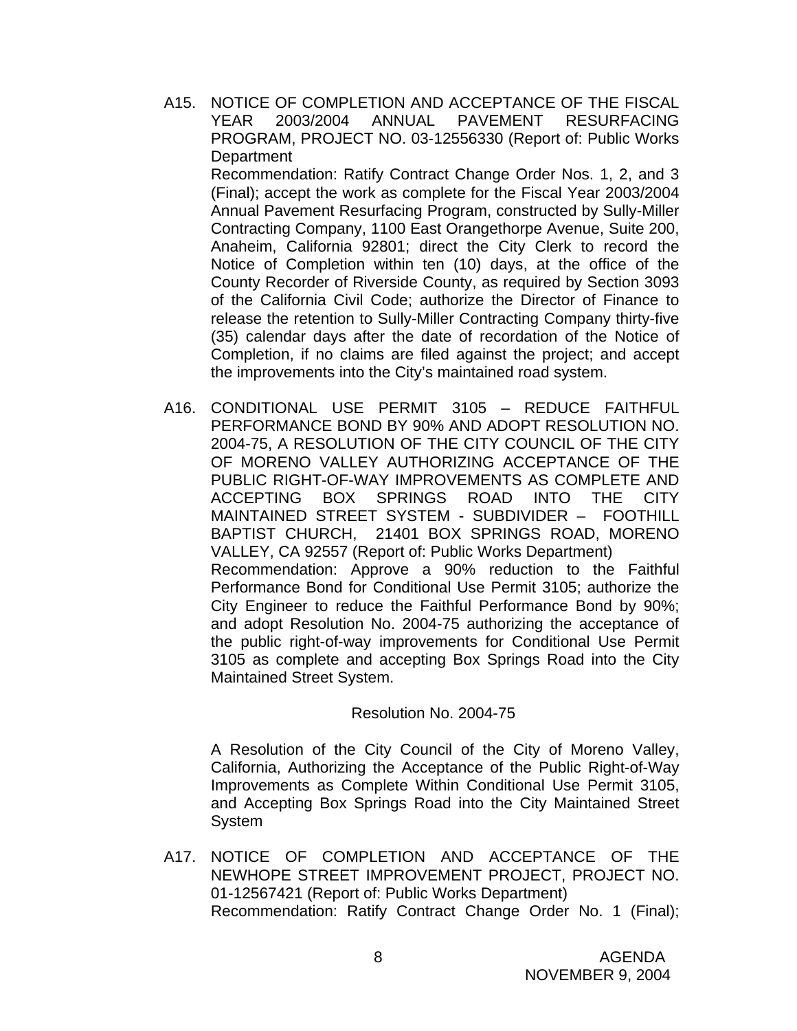A15. NOTICE OF COMPLETION AND ACCEPTANCE OF THE FISCAL YEAR 2003/2004 ANNUAL PAVEMENT RESURFACING PROGRAM, PROJECT NO. 03-12556330 (Report of: Public Works Department

Recommendation: Ratify Contract Change Order Nos. 1, 2, and 3 (Final); accept the work as complete for the Fiscal Year 2003/2004 Annual Pavement Resurfacing Program, constructed by Sully-Miller Contracting Company, 1100 East Orangethorpe Avenue, Suite 200, Anaheim, California 92801; direct the City Clerk to record the Notice of Completion within ten (10) days, at the office of the County Recorder of Riverside County, as required by Section 3093 of the California Civil Code; authorize the Director of Finance to release the retention to Sully-Miller Contracting Company thirty-five (35) calendar days after the date of recordation of the Notice of Completion, if no claims are filed against the project; and accept the improvements into the City's maintained road system.

A16. CONDITIONAL USE PERMIT 3105 – REDUCE FAITHFUL PERFORMANCE BOND BY 90% AND ADOPT RESOLUTION NO. 2004-75, A RESOLUTION OF THE CITY COUNCIL OF THE CITY OF MORENO VALLEY AUTHORIZING ACCEPTANCE OF THE PUBLIC RIGHT-OF-WAY IMPROVEMENTS AS COMPLETE AND ACCEPTING BOX SPRINGS ROAD INTO THE CITY MAINTAINED STREET SYSTEM - SUBDIVIDER – FOOTHILL BAPTIST CHURCH, 21401 BOX SPRINGS ROAD, MORENO VALLEY, CA 92557 (Report of: Public Works Department)

Recommendation: Approve a 90% reduction to the Faithful Performance Bond for Conditional Use Permit 3105; authorize the City Engineer to reduce the Faithful Performance Bond by 90%; and adopt Resolution No. 2004-75 authorizing the acceptance of the public right-of-way improvements for Conditional Use Permit 3105 as complete and accepting Box Springs Road into the City Maintained Street System.

Resolution No. 2004-75

A Resolution of the City Council of the City of Moreno Valley, California, Authorizing the Acceptance of the Public Right-of-Way Improvements as Complete Within Conditional Use Permit 3105, and Accepting Box Springs Road into the City Maintained Street System

A17. NOTICE OF COMPLETION AND ACCEPTANCE OF THE NEWHOPE STREET IMPROVEMENT PROJECT, PROJECT NO. 01-12567421 (Report of: Public Works Department)

Recommendation: Ratify Contract Change Order No. 1 (Final);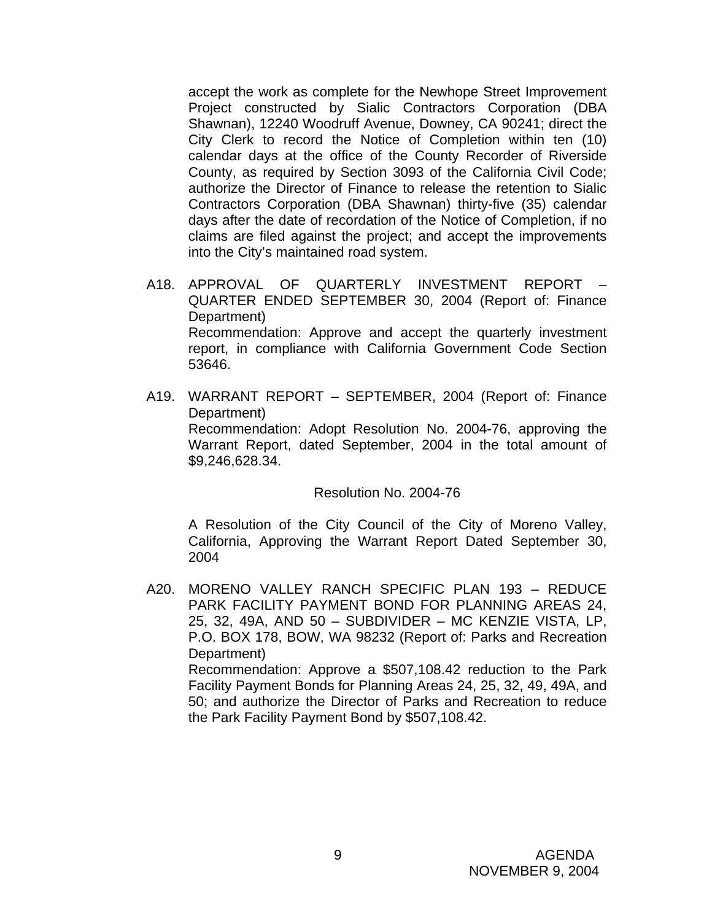accept the work as complete for the Newhope Street Improvement Project constructed by Sialic Contractors Corporation (DBA Shawnan), 12240 Woodruff Avenue, Downey, CA 90241; direct the City Clerk to record the Notice of Completion within ten (10) calendar days at the office of the County Recorder of Riverside County, as required by Section 3093 of the California Civil Code; authorize the Director of Finance to release the retention to Sialic Contractors Corporation (DBA Shawnan) thirty-five (35) calendar days after the date of recordation of the Notice of Completion, if no claims are filed against the project; and accept the improvements into the City's maintained road system.

A18. APPROVAL OF QUARTERLY INVESTMENT REPORT – QUARTER ENDED SEPTEMBER 30, 2004 (Report of: Finance Department)
Recommendation: Approve and accept the quarterly investment report, in compliance with California Government Code Section 53646.

A19. WARRANT REPORT – SEPTEMBER, 2004 (Report of: Finance Department)
Recommendation: Adopt Resolution No. 2004-76, approving the Warrant Report, dated September, 2004 in the total amount of $9,246,628.34.

Resolution No. 2004-76

A Resolution of the City Council of the City of Moreno Valley, California, Approving the Warrant Report Dated September 30, 2004

A20. MORENO VALLEY RANCH SPECIFIC PLAN 193 – REDUCE PARK FACILITY PAYMENT BOND FOR PLANNING AREAS 24, 25, 32, 49A, AND 50 – SUBDIVIDER – MC KENZIE VISTA, LP, P.O. BOX 178, BOW, WA 98232 (Report of: Parks and Recreation Department)
Recommendation: Approve a $507,108.42 reduction to the Park Facility Payment Bonds for Planning Areas 24, 25, 32, 49, 49A, and 50; and authorize the Director of Parks and Recreation to reduce the Park Facility Payment Bond by $507,108.42.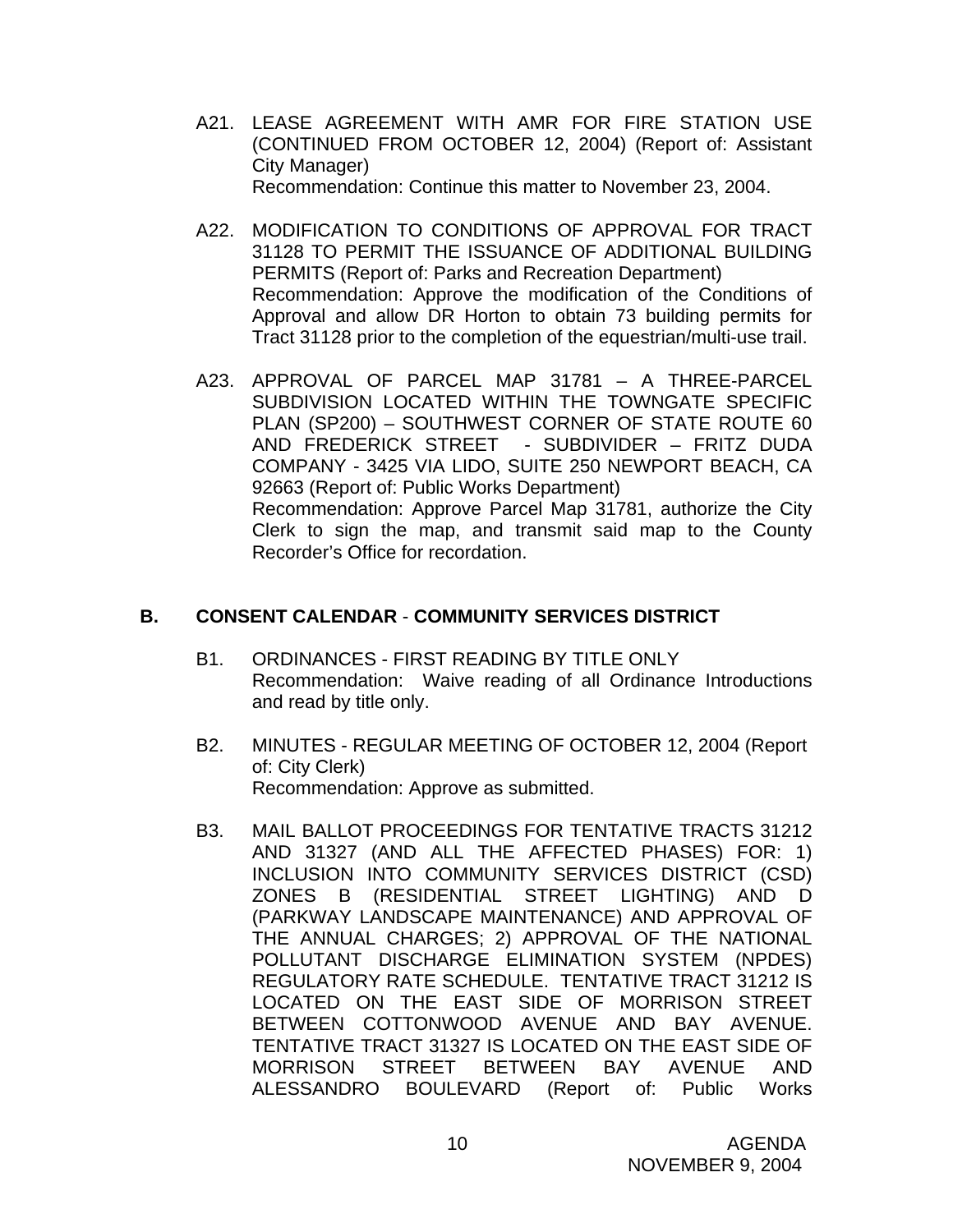A21. LEASE AGREEMENT WITH AMR FOR FIRE STATION USE (CONTINUED FROM OCTOBER 12, 2004) (Report of: Assistant City Manager)
Recommendation: Continue this matter to November 23, 2004.

A22. MODIFICATION TO CONDITIONS OF APPROVAL FOR TRACT 31128 TO PERMIT THE ISSUANCE OF ADDITIONAL BUILDING PERMITS (Report of: Parks and Recreation Department)
Recommendation: Approve the modification of the Conditions of Approval and allow DR Horton to obtain 73 building permits for Tract 31128 prior to the completion of the equestrian/multi-use trail.

A23. APPROVAL OF PARCEL MAP 31781 – A THREE-PARCEL SUBDIVISION LOCATED WITHIN THE TOWNGATE SPECIFIC PLAN (SP200) – SOUTHWEST CORNER OF STATE ROUTE 60 AND FREDERICK STREET - SUBDIVIDER – FRITZ DUDA COMPANY - 3425 VIA LIDO, SUITE 250 NEWPORT BEACH, CA 92663 (Report of: Public Works Department)
Recommendation: Approve Parcel Map 31781, authorize the City Clerk to sign the map, and transmit said map to the County Recorder's Office for recordation.

## B. CONSENT CALENDAR - COMMUNITY SERVICES DISTRICT

B1. ORDINANCES - FIRST READING BY TITLE ONLY
Recommendation: Waive reading of all Ordinance Introductions and read by title only.

B2. MINUTES - REGULAR MEETING OF OCTOBER 12, 2004 (Report of: City Clerk)
Recommendation: Approve as submitted.

B3. MAIL BALLOT PROCEEDINGS FOR TENTATIVE TRACTS 31212 AND 31327 (AND ALL THE AFFECTED PHASES) FOR: 1) INCLUSION INTO COMMUNITY SERVICES DISTRICT (CSD) ZONES B (RESIDENTIAL STREET LIGHTING) AND D (PARKWAY LANDSCAPE MAINTENANCE) AND APPROVAL OF THE ANNUAL CHARGES; 2) APPROVAL OF THE NATIONAL POLLUTANT DISCHARGE ELIMINATION SYSTEM (NPDES) REGULATORY RATE SCHEDULE. TENTATIVE TRACT 31212 IS LOCATED ON THE EAST SIDE OF MORRISON STREET BETWEEN COTTONWOOD AVENUE AND BAY AVENUE. TENTATIVE TRACT 31327 IS LOCATED ON THE EAST SIDE OF MORRISON STREET BETWEEN BAY AVENUE AND ALESSANDRO BOULEVARD (Report of: Public Works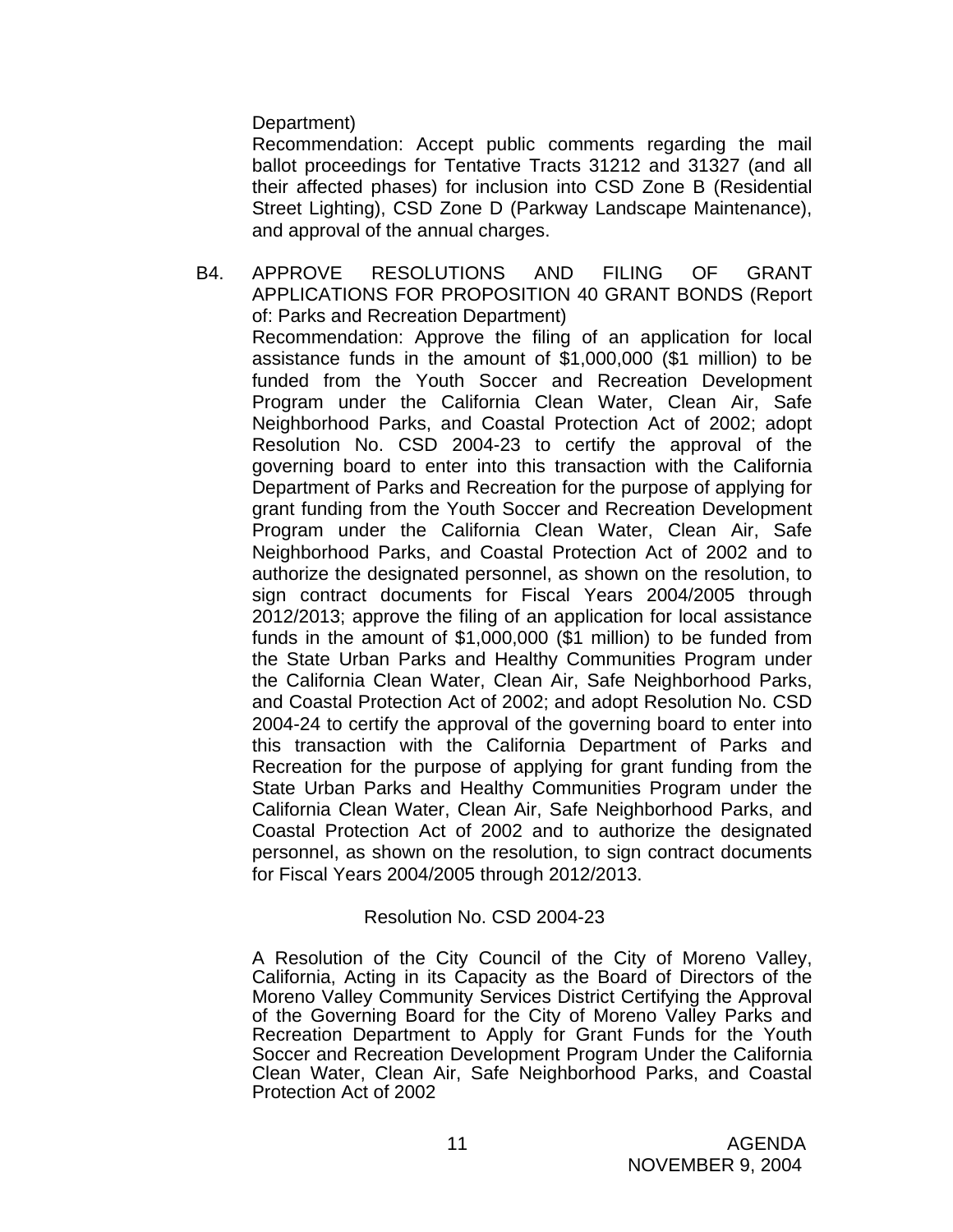Department)

Recommendation: Accept public comments regarding the mail ballot proceedings for Tentative Tracts 31212 and 31327 (and all their affected phases) for inclusion into CSD Zone B (Residential Street Lighting), CSD Zone D (Parkway Landscape Maintenance), and approval of the annual charges.

B4. APPROVE RESOLUTIONS AND FILING OF GRANT APPLICATIONS FOR PROPOSITION 40 GRANT BONDS (Report of: Parks and Recreation Department)

Recommendation: Approve the filing of an application for local assistance funds in the amount of $1,000,000 ($1 million) to be funded from the Youth Soccer and Recreation Development Program under the California Clean Water, Clean Air, Safe Neighborhood Parks, and Coastal Protection Act of 2002; adopt Resolution No. CSD 2004-23 to certify the approval of the governing board to enter into this transaction with the California Department of Parks and Recreation for the purpose of applying for grant funding from the Youth Soccer and Recreation Development Program under the California Clean Water, Clean Air, Safe Neighborhood Parks, and Coastal Protection Act of 2002 and to authorize the designated personnel, as shown on the resolution, to sign contract documents for Fiscal Years 2004/2005 through 2012/2013; approve the filing of an application for local assistance funds in the amount of $1,000,000 ($1 million) to be funded from the State Urban Parks and Healthy Communities Program under the California Clean Water, Clean Air, Safe Neighborhood Parks, and Coastal Protection Act of 2002; and adopt Resolution No. CSD 2004-24 to certify the approval of the governing board to enter into this transaction with the California Department of Parks and Recreation for the purpose of applying for grant funding from the State Urban Parks and Healthy Communities Program under the California Clean Water, Clean Air, Safe Neighborhood Parks, and Coastal Protection Act of 2002 and to authorize the designated personnel, as shown on the resolution, to sign contract documents for Fiscal Years 2004/2005 through 2012/2013.

Resolution No. CSD 2004-23

A Resolution of the City Council of the City of Moreno Valley, California, Acting in its Capacity as the Board of Directors of the Moreno Valley Community Services District Certifying the Approval of the Governing Board for the City of Moreno Valley Parks and Recreation Department to Apply for Grant Funds for the Youth Soccer and Recreation Development Program Under the California Clean Water, Clean Air, Safe Neighborhood Parks, and Coastal Protection Act of 2002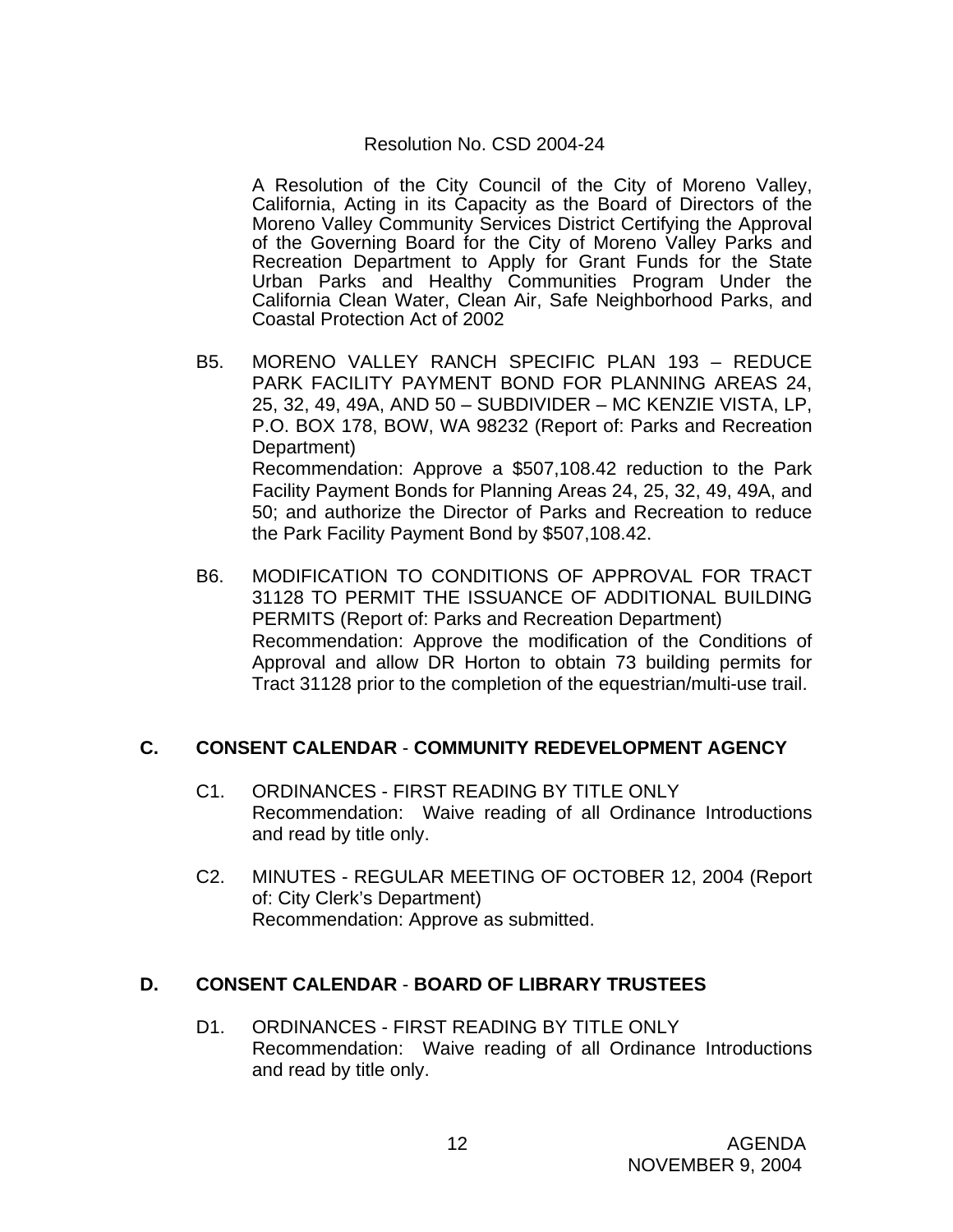Resolution No. CSD 2004-24

A Resolution of the City Council of the City of Moreno Valley, California, Acting in its Capacity as the Board of Directors of the Moreno Valley Community Services District Certifying the Approval of the Governing Board for the City of Moreno Valley Parks and Recreation Department to Apply for Grant Funds for the State Urban Parks and Healthy Communities Program Under the California Clean Water, Clean Air, Safe Neighborhood Parks, and Coastal Protection Act of 2002

B5. MORENO VALLEY RANCH SPECIFIC PLAN 193 – REDUCE PARK FACILITY PAYMENT BOND FOR PLANNING AREAS 24, 25, 32, 49, 49A, AND 50 – SUBDIVIDER – MC KENZIE VISTA, LP, P.O. BOX 178, BOW, WA 98232 (Report of: Parks and Recreation Department)
Recommendation: Approve a $507,108.42 reduction to the Park Facility Payment Bonds for Planning Areas 24, 25, 32, 49, 49A, and 50; and authorize the Director of Parks and Recreation to reduce the Park Facility Payment Bond by $507,108.42.

B6. MODIFICATION TO CONDITIONS OF APPROVAL FOR TRACT 31128 TO PERMIT THE ISSUANCE OF ADDITIONAL BUILDING PERMITS (Report of: Parks and Recreation Department)
Recommendation: Approve the modification of the Conditions of Approval and allow DR Horton to obtain 73 building permits for Tract 31128 prior to the completion of the equestrian/multi-use trail.

## C. CONSENT CALENDAR - COMMUNITY REDEVELOPMENT AGENCY

C1. ORDINANCES - FIRST READING BY TITLE ONLY
Recommendation: Waive reading of all Ordinance Introductions and read by title only.

C2. MINUTES - REGULAR MEETING OF OCTOBER 12, 2004 (Report of: City Clerk's Department)
Recommendation: Approve as submitted.

## D. CONSENT CALENDAR - BOARD OF LIBRARY TRUSTEES

D1. ORDINANCES - FIRST READING BY TITLE ONLY
Recommendation: Waive reading of all Ordinance Introductions and read by title only.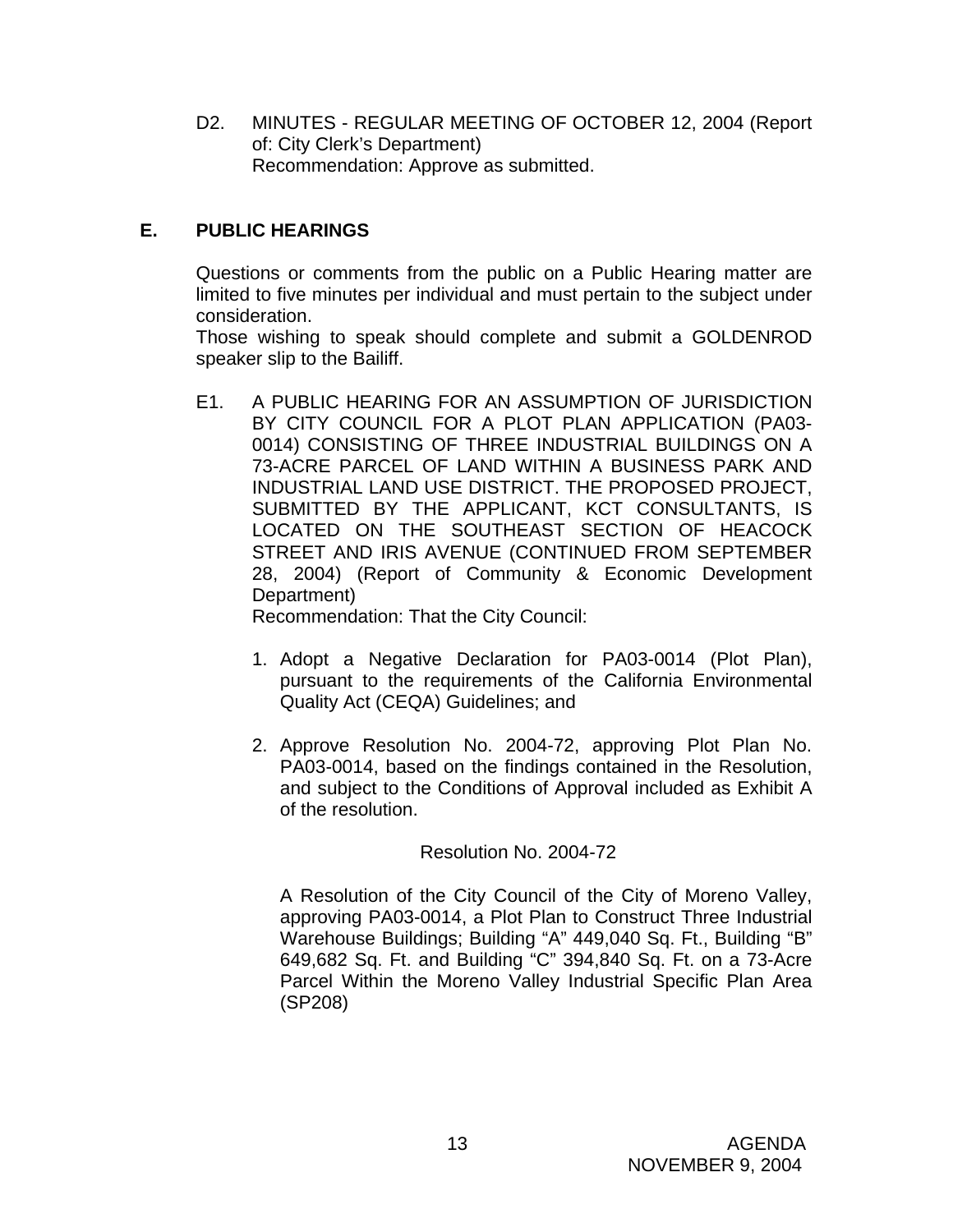D2. MINUTES - REGULAR MEETING OF OCTOBER 12, 2004 (Report of: City Clerk's Department)
Recommendation: Approve as submitted.

## E. PUBLIC HEARINGS

Questions or comments from the public on a Public Hearing matter are limited to five minutes per individual and must pertain to the subject under consideration.
Those wishing to speak should complete and submit a GOLDENROD speaker slip to the Bailiff.

E1. A PUBLIC HEARING FOR AN ASSUMPTION OF JURISDICTION BY CITY COUNCIL FOR A PLOT PLAN APPLICATION (PA03-0014) CONSISTING OF THREE INDUSTRIAL BUILDINGS ON A 73-ACRE PARCEL OF LAND WITHIN A BUSINESS PARK AND INDUSTRIAL LAND USE DISTRICT. THE PROPOSED PROJECT, SUBMITTED BY THE APPLICANT, KCT CONSULTANTS, IS LOCATED ON THE SOUTHEAST SECTION OF HEACOCK STREET AND IRIS AVENUE (CONTINUED FROM SEPTEMBER 28, 2004) (Report of Community & Economic Development Department)
Recommendation: That the City Council:

1. Adopt a Negative Declaration for PA03-0014 (Plot Plan), pursuant to the requirements of the California Environmental Quality Act (CEQA) Guidelines; and

2. Approve Resolution No. 2004-72, approving Plot Plan No. PA03-0014, based on the findings contained in the Resolution, and subject to the Conditions of Approval included as Exhibit A of the resolution.

Resolution No. 2004-72

A Resolution of the City Council of the City of Moreno Valley, approving PA03-0014, a Plot Plan to Construct Three Industrial Warehouse Buildings; Building "A" 449,040 Sq. Ft., Building "B" 649,682 Sq. Ft. and Building "C" 394,840 Sq. Ft. on a 73-Acre Parcel Within the Moreno Valley Industrial Specific Plan Area (SP208)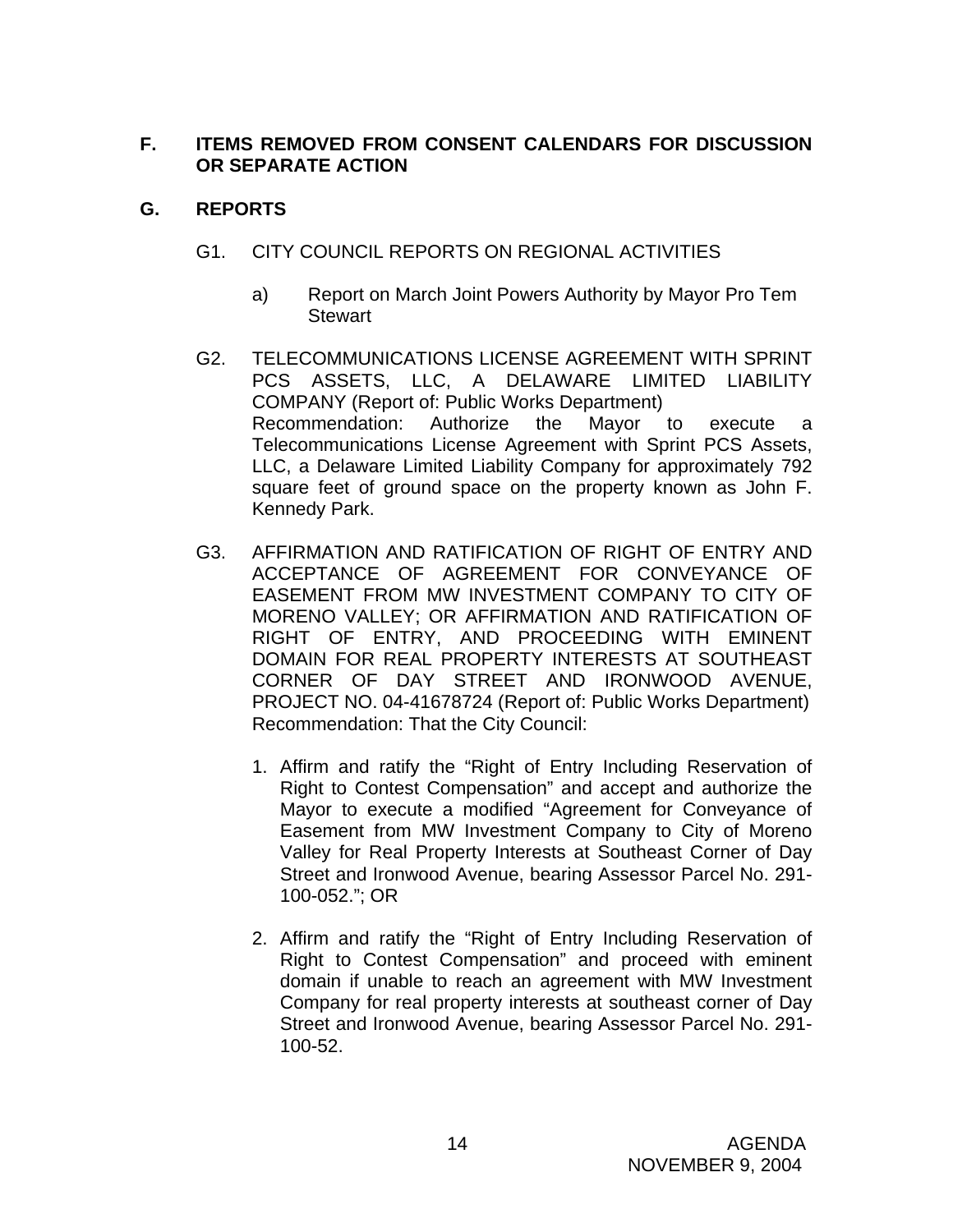## F. ITEMS REMOVED FROM CONSENT CALENDARS FOR DISCUSSION OR SEPARATE ACTION

## G. REPORTS

G1. CITY COUNCIL REPORTS ON REGIONAL ACTIVITIES

a) Report on March Joint Powers Authority by Mayor Pro Tem Stewart

G2. TELECOMMUNICATIONS LICENSE AGREEMENT WITH SPRINT PCS ASSETS, LLC, A DELAWARE LIMITED LIABILITY COMPANY (Report of: Public Works Department)
Recommendation: Authorize the Mayor to execute a Telecommunications License Agreement with Sprint PCS Assets, LLC, a Delaware Limited Liability Company for approximately 792 square feet of ground space on the property known as John F. Kennedy Park.

G3. AFFIRMATION AND RATIFICATION OF RIGHT OF ENTRY AND ACCEPTANCE OF AGREEMENT FOR CONVEYANCE OF EASEMENT FROM MW INVESTMENT COMPANY TO CITY OF MORENO VALLEY; OR AFFIRMATION AND RATIFICATION OF RIGHT OF ENTRY, AND PROCEEDING WITH EMINENT DOMAIN FOR REAL PROPERTY INTERESTS AT SOUTHEAST CORNER OF DAY STREET AND IRONWOOD AVENUE, PROJECT NO. 04-41678724 (Report of: Public Works Department)
Recommendation: That the City Council:

1. Affirm and ratify the “Right of Entry Including Reservation of Right to Contest Compensation” and accept and authorize the Mayor to execute a modified “Agreement for Conveyance of Easement from MW Investment Company to City of Moreno Valley for Real Property Interests at Southeast Corner of Day Street and Ironwood Avenue, bearing Assessor Parcel No. 291-100-052.”; OR

2. Affirm and ratify the “Right of Entry Including Reservation of Right to Contest Compensation” and proceed with eminent domain if unable to reach an agreement with MW Investment Company for real property interests at southeast corner of Day Street and Ironwood Avenue, bearing Assessor Parcel No. 291-100-52.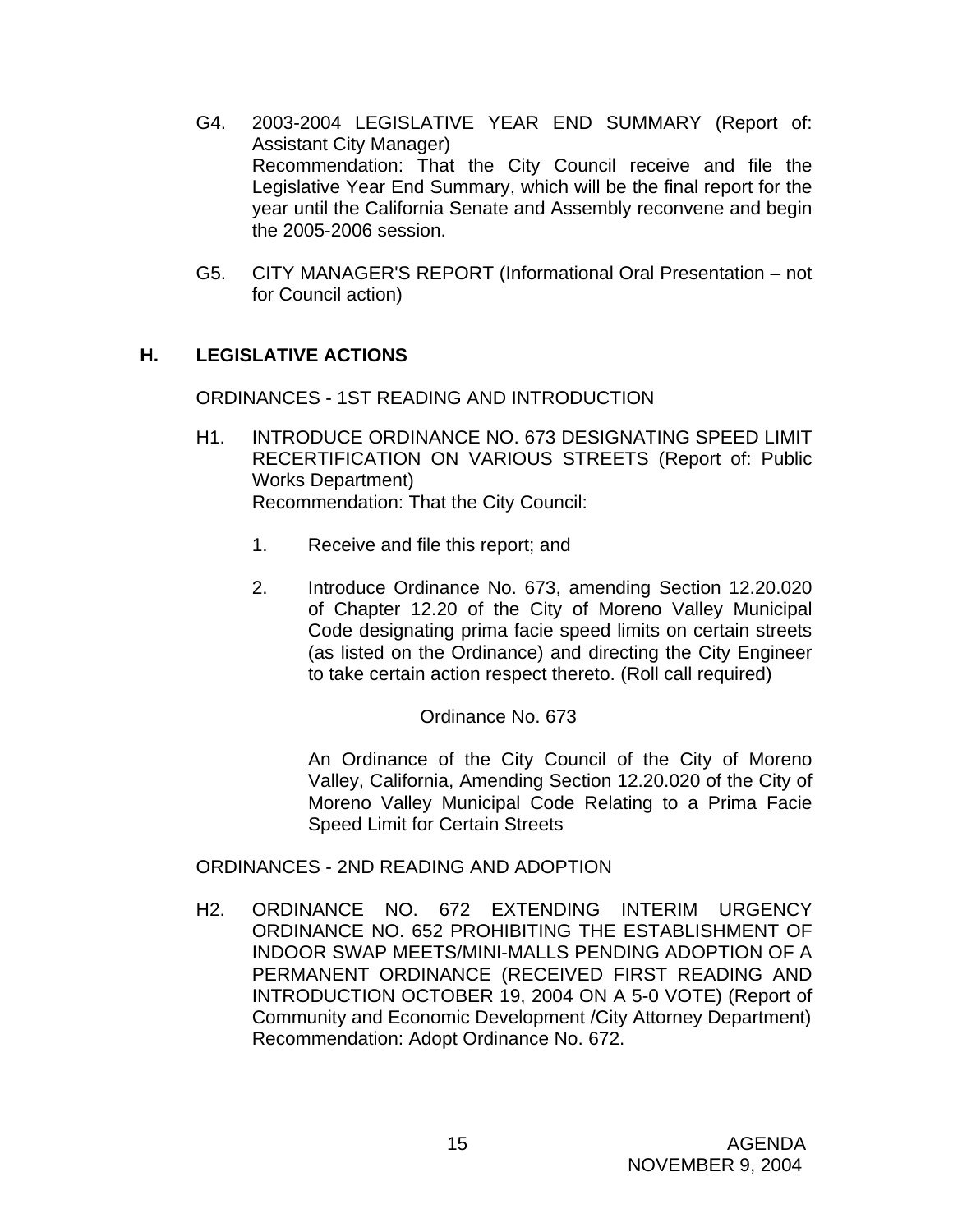G4. 2003-2004 LEGISLATIVE YEAR END SUMMARY (Report of: Assistant City Manager)
Recommendation: That the City Council receive and file the Legislative Year End Summary, which will be the final report for the year until the California Senate and Assembly reconvene and begin the 2005-2006 session.

G5. CITY MANAGER'S REPORT (Informational Oral Presentation – not for Council action)

## H. LEGISLATIVE ACTIONS

ORDINANCES - 1ST READING AND INTRODUCTION

H1. INTRODUCE ORDINANCE NO. 673 DESIGNATING SPEED LIMIT RECERTIFICATION ON VARIOUS STREETS (Report of: Public Works Department)
Recommendation: That the City Council:

1. Receive and file this report; and

2. Introduce Ordinance No. 673, amending Section 12.20.020 of Chapter 12.20 of the City of Moreno Valley Municipal Code designating prima facie speed limits on certain streets (as listed on the Ordinance) and directing the City Engineer to take certain action respect thereto. (Roll call required)

Ordinance No. 673

An Ordinance of the City Council of the City of Moreno Valley, California, Amending Section 12.20.020 of the City of Moreno Valley Municipal Code Relating to a Prima Facie Speed Limit for Certain Streets

ORDINANCES - 2ND READING AND ADOPTION

H2. ORDINANCE NO. 672 EXTENDING INTERIM URGENCY ORDINANCE NO. 652 PROHIBITING THE ESTABLISHMENT OF INDOOR SWAP MEETS/MINI-MALLS PENDING ADOPTION OF A PERMANENT ORDINANCE (RECEIVED FIRST READING AND INTRODUCTION OCTOBER 19, 2004 ON A 5-0 VOTE) (Report of Community and Economic Development /City Attorney Department)
Recommendation: Adopt Ordinance No. 672.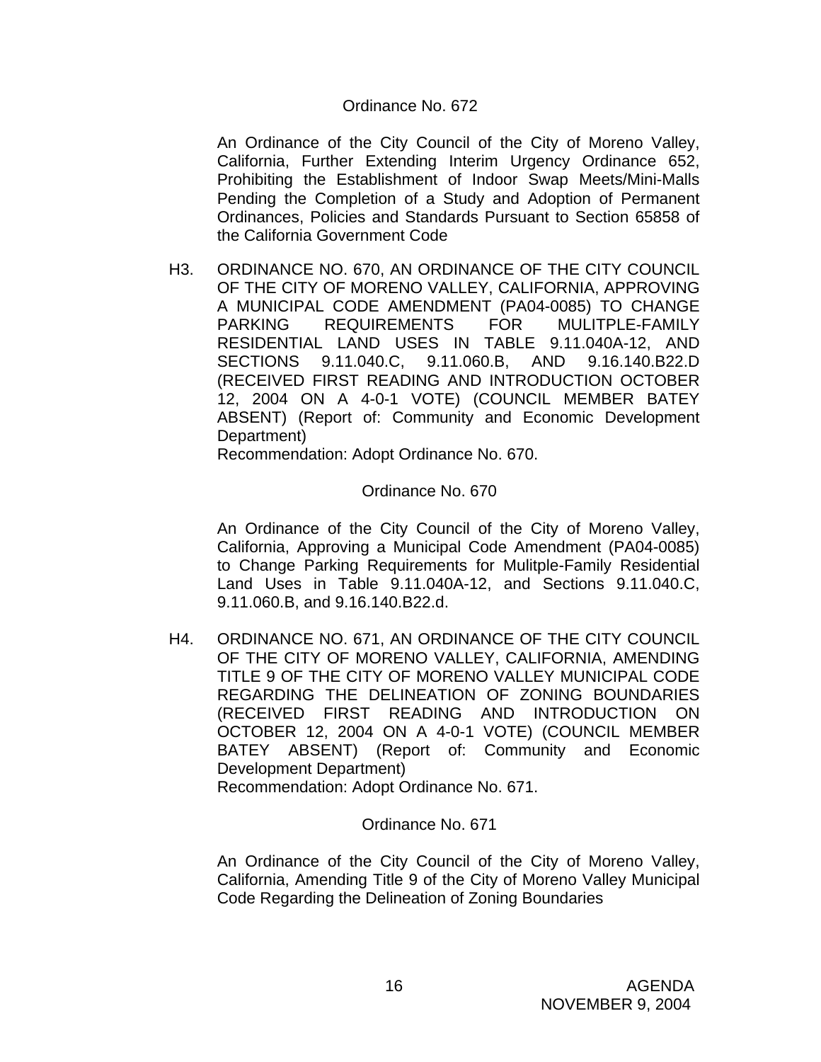Ordinance No. 672

An Ordinance of the City Council of the City of Moreno Valley, California, Further Extending Interim Urgency Ordinance 652, Prohibiting the Establishment of Indoor Swap Meets/Mini-Malls Pending the Completion of a Study and Adoption of Permanent Ordinances, Policies and Standards Pursuant to Section 65858 of the California Government Code

H3. ORDINANCE NO. 670, AN ORDINANCE OF THE CITY COUNCIL OF THE CITY OF MORENO VALLEY, CALIFORNIA, APPROVING A MUNICIPAL CODE AMENDMENT (PA04-0085) TO CHANGE PARKING REQUIREMENTS FOR MULITPLE-FAMILY RESIDENTIAL LAND USES IN TABLE 9.11.040A-12, AND SECTIONS 9.11.040.C, 9.11.060.B, AND 9.16.140.B22.D (RECEIVED FIRST READING AND INTRODUCTION OCTOBER 12, 2004 ON A 4-0-1 VOTE) (COUNCIL MEMBER BATEY ABSENT) (Report of: Community and Economic Development Department)
Recommendation: Adopt Ordinance No. 670.

Ordinance No. 670

An Ordinance of the City Council of the City of Moreno Valley, California, Approving a Municipal Code Amendment (PA04-0085) to Change Parking Requirements for Mulitple-Family Residential Land Uses in Table 9.11.040A-12, and Sections 9.11.040.C, 9.11.060.B, and 9.16.140.B22.d.

H4. ORDINANCE NO. 671, AN ORDINANCE OF THE CITY COUNCIL OF THE CITY OF MORENO VALLEY, CALIFORNIA, AMENDING TITLE 9 OF THE CITY OF MORENO VALLEY MUNICIPAL CODE REGARDING THE DELINEATION OF ZONING BOUNDARIES (RECEIVED FIRST READING AND INTRODUCTION ON OCTOBER 12, 2004 ON A 4-0-1 VOTE) (COUNCIL MEMBER BATEY ABSENT) (Report of: Community and Economic Development Department)
Recommendation: Adopt Ordinance No. 671.

Ordinance No. 671

An Ordinance of the City Council of the City of Moreno Valley, California, Amending Title 9 of the City of Moreno Valley Municipal Code Regarding the Delineation of Zoning Boundaries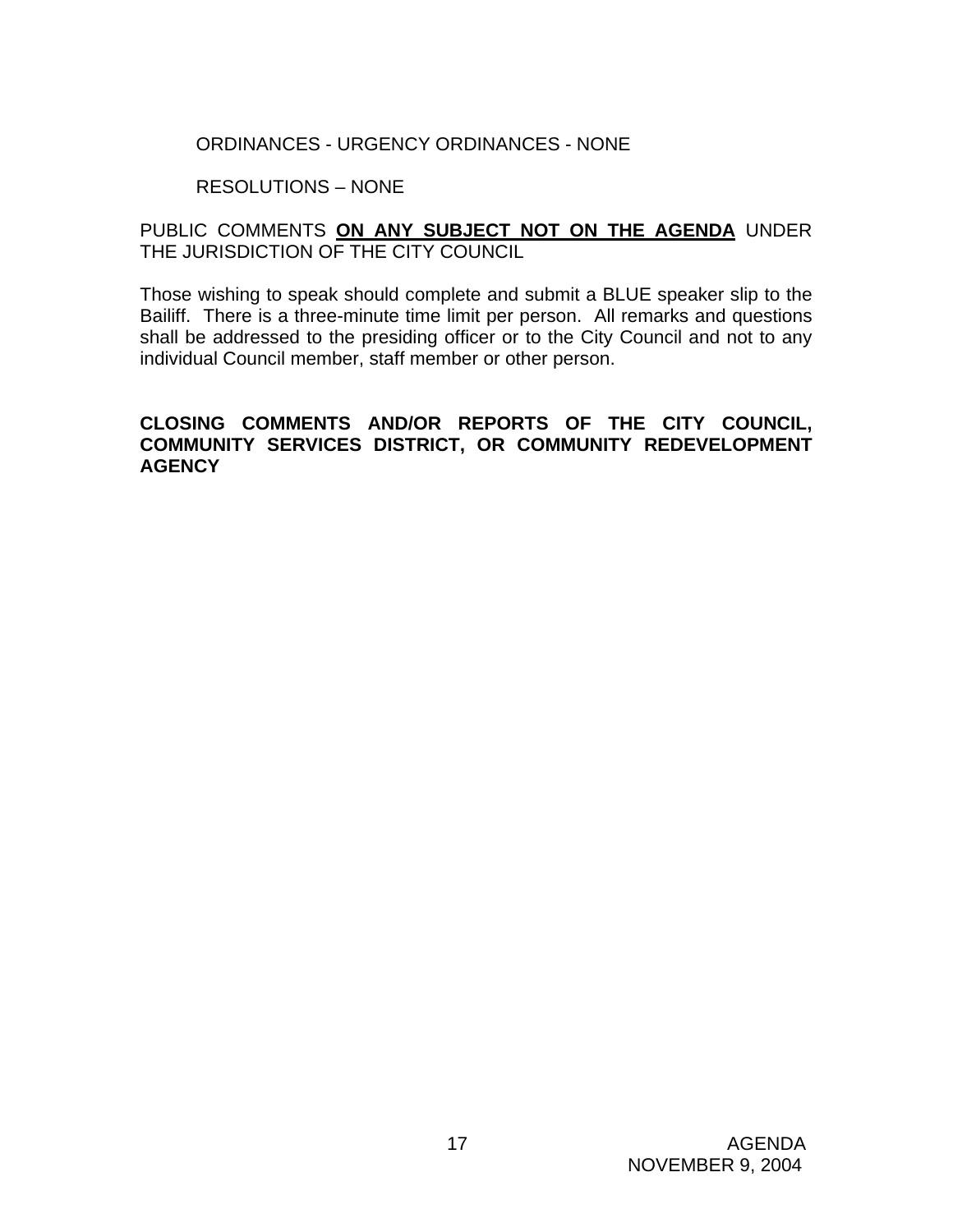ORDINANCES - URGENCY ORDINANCES - NONE

RESOLUTIONS – NONE

PUBLIC COMMENTS **ON ANY SUBJECT NOT ON THE AGENDA** UNDER THE JURISDICTION OF THE CITY COUNCIL

Those wishing to speak should complete and submit a BLUE speaker slip to the Bailiff. There is a three-minute time limit per person. All remarks and questions shall be addressed to the presiding officer or to the City Council and not to any individual Council member, staff member or other person.

**CLOSING COMMENTS AND/OR REPORTS OF THE CITY COUNCIL, COMMUNITY SERVICES DISTRICT, OR COMMUNITY REDEVELOPMENT AGENCY**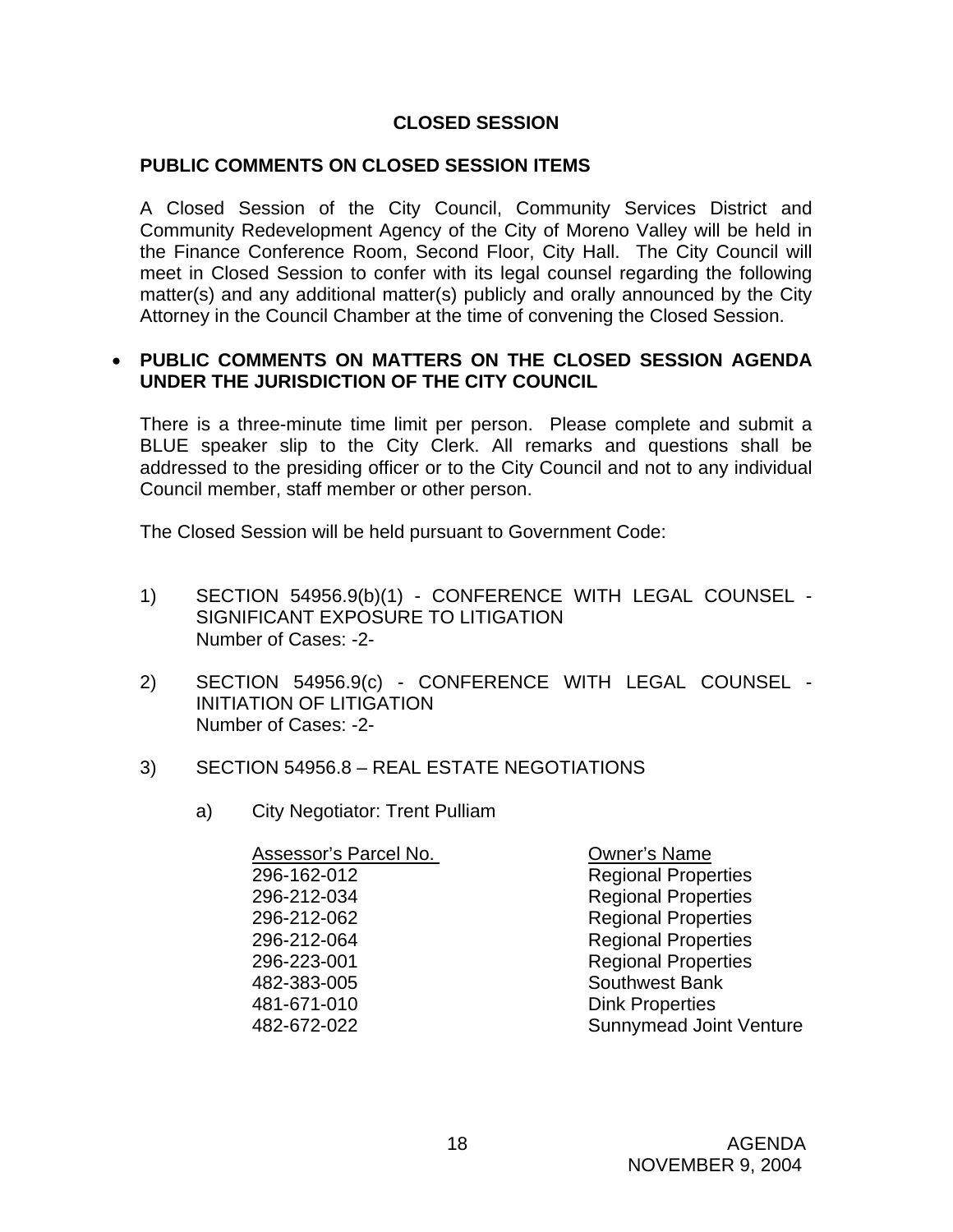## CLOSED SESSION

### PUBLIC COMMENTS ON CLOSED SESSION ITEMS

A Closed Session of the City Council, Community Services District and Community Redevelopment Agency of the City of Moreno Valley will be held in the Finance Conference Room, Second Floor, City Hall. The City Council will meet in Closed Session to confer with its legal counsel regarding the following matter(s) and any additional matter(s) publicly and orally announced by the City Attorney in the Council Chamber at the time of convening the Closed Session.

- **PUBLIC COMMENTS ON MATTERS ON THE CLOSED SESSION AGENDA UNDER THE JURISDICTION OF THE CITY COUNCIL**

There is a three-minute time limit per person. Please complete and submit a BLUE speaker slip to the City Clerk. All remarks and questions shall be addressed to the presiding officer or to the City Council and not to any individual Council member, staff member or other person.

The Closed Session will be held pursuant to Government Code:

1) SECTION 54956.9(b)(1) - CONFERENCE WITH LEGAL COUNSEL - SIGNIFICANT EXPOSURE TO LITIGATION
   Number of Cases: -2-

2) SECTION 54956.9(c) - CONFERENCE WITH LEGAL COUNSEL - INITIATION OF LITIGATION
   Number of Cases: -2-

3) SECTION 54956.8 – REAL ESTATE NEGOTIATIONS

   a) City Negotiator: Trent Pulliam

| Assessor's Parcel No. | Owner's Name |
|---|---|
| 296-162-012 | Regional Properties |
| 296-212-034 | Regional Properties |
| 296-212-062 | Regional Properties |
| 296-212-064 | Regional Properties |
| 296-223-001 | Regional Properties |
| 482-383-005 | Southwest Bank |
| 481-671-010 | Dink Properties |
| 482-672-022 | Sunnymead Joint Venture |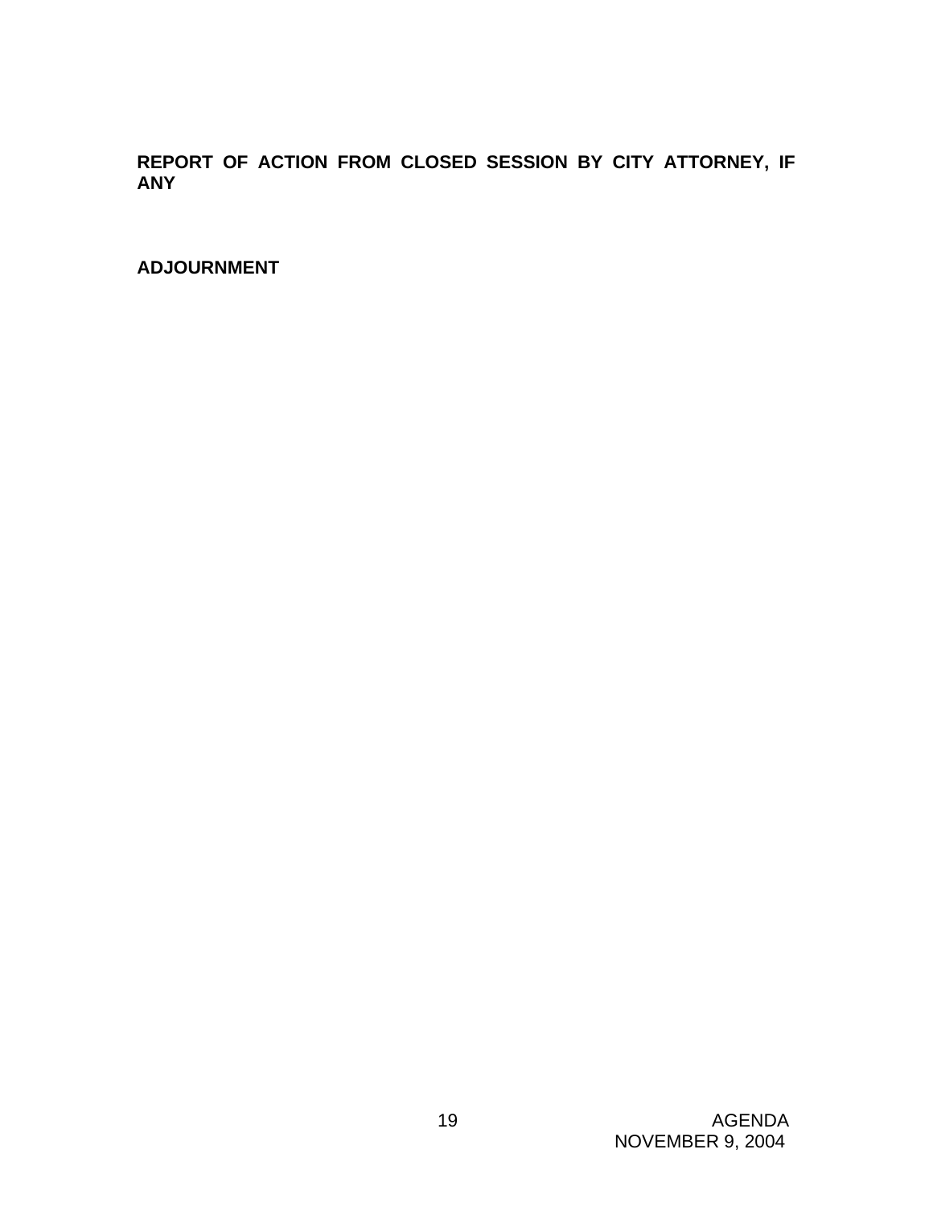**REPORT OF ACTION FROM CLOSED SESSION BY CITY ATTORNEY, IF ANY**

**ADJOURNMENT**